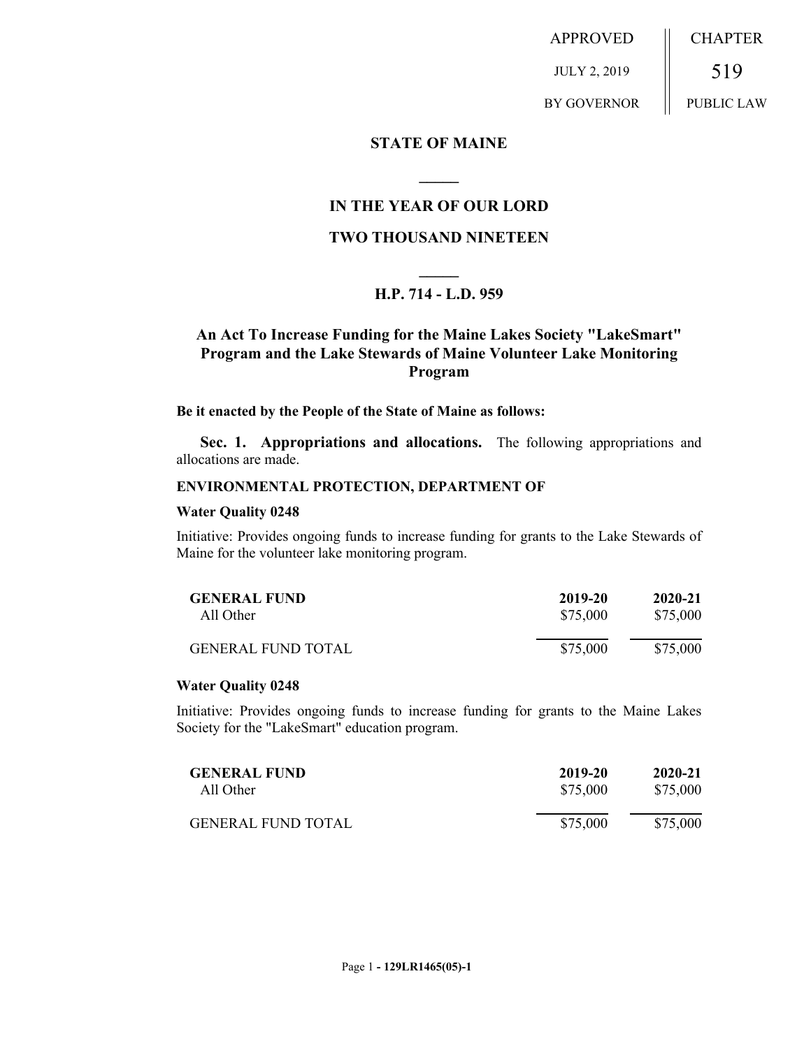| APPROVED | CHAPTER |
| --- | --- |
| JULY 2, 2019 | 519 |
| BY GOVERNOR | PUBLIC LAW |

**STATE OF MAINE**

**IN THE YEAR OF OUR LORD**

**TWO THOUSAND NINETEEN**

**H.P. 714 - L.D. 959**

## An Act To Increase Funding for the Maine Lakes Society "LakeSmart" Program and the Lake Stewards of Maine Volunteer Lake Monitoring Program

**Be it enacted by the People of the State of Maine as follows:**

**Sec. 1. Appropriations and allocations.** The following appropriations and allocations are made.

**ENVIRONMENTAL PROTECTION, DEPARTMENT OF**

**Water Quality 0248**

Initiative: Provides ongoing funds to increase funding for grants to the Lake Stewards of Maine for the volunteer lake monitoring program.

| GENERAL FUND | 2019-20 | 2020-21 |
| --- | --- | --- |
| All Other | $75,000 | $75,000 |
| GENERAL FUND TOTAL | $75,000 | $75,000 |

**Water Quality 0248**

Initiative: Provides ongoing funds to increase funding for grants to the Maine Lakes Society for the "LakeSmart" education program.

| GENERAL FUND | 2019-20 | 2020-21 |
| --- | --- | --- |
| All Other | $75,000 | $75,000 |
| GENERAL FUND TOTAL | $75,000 | $75,000 |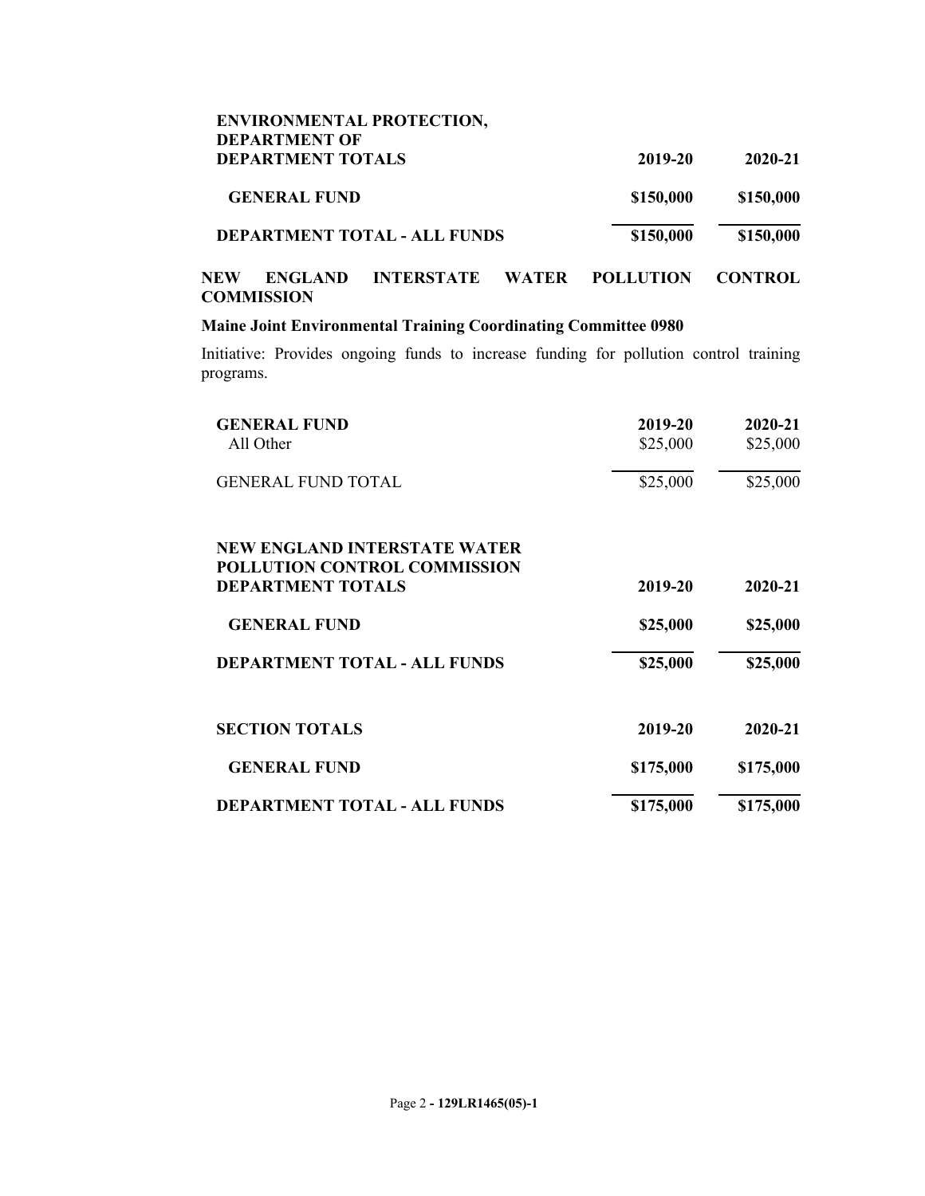| ENVIRONMENTAL PROTECTION, DEPARTMENT OF DEPARTMENT TOTALS | 2019-20 | 2020-21 |
|---|---|---|
| GENERAL FUND | $150,000 | $150,000 |
| DEPARTMENT TOTAL - ALL FUNDS | $150,000 | $150,000 |

**NEW ENGLAND INTERSTATE WATER POLLUTION CONTROL COMMISSION**

**Maine Joint Environmental Training Coordinating Committee 0980**

Initiative: Provides ongoing funds to increase funding for pollution control training programs.

| GENERAL FUND | 2019-20 | 2020-21 |
|---|---|---|
| All Other | $25,000 | $25,000 |
| GENERAL FUND TOTAL | $25,000 | $25,000 |

| NEW ENGLAND INTERSTATE WATER POLLUTION CONTROL COMMISSION DEPARTMENT TOTALS | 2019-20 | 2020-21 |
|---|---|---|
| GENERAL FUND | $25,000 | $25,000 |
| DEPARTMENT TOTAL - ALL FUNDS | $25,000 | $25,000 |

| SECTION TOTALS | 2019-20 | 2020-21 |
|---|---|---|
| GENERAL FUND | $175,000 | $175,000 |
| DEPARTMENT TOTAL - ALL FUNDS | $175,000 | $175,000 |